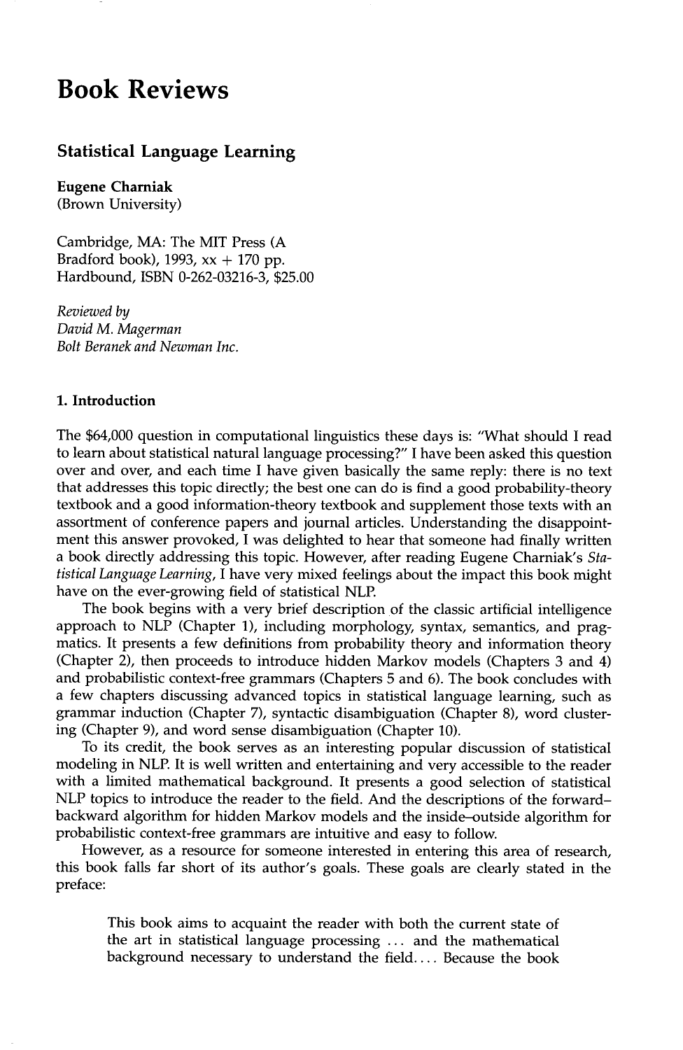# Book Reviews

## Statistical Language Learning

**Eugene Charniak**
(Brown University)

Cambridge, MA: The MIT Press (A Bradford book), 1993, xx + 170 pp.
Hardbound, ISBN 0-262-03216-3, $25.00

*Reviewed by*
*David M. Magerman*
*Bolt Beranek and Newman Inc.*

### 1. Introduction

The $64,000 question in computational linguistics these days is: "What should I read to learn about statistical natural language processing?" I have been asked this question over and over, and each time I have given basically the same reply: there is no text that addresses this topic directly; the best one can do is find a good probability-theory textbook and a good information-theory textbook and supplement those texts with an assortment of conference papers and journal articles. Understanding the disappointment this answer provoked, I was delighted to hear that someone had finally written a book directly addressing this topic. However, after reading Eugene Charniak's *Statistical Language Learning*, I have very mixed feelings about the impact this book might have on the ever-growing field of statistical NLP.

The book begins with a very brief description of the classic artificial intelligence approach to NLP (Chapter 1), including morphology, syntax, semantics, and pragmatics. It presents a few definitions from probability theory and information theory (Chapter 2), then proceeds to introduce hidden Markov models (Chapters 3 and 4) and probabilistic context-free grammars (Chapters 5 and 6). The book concludes with a few chapters discussing advanced topics in statistical language learning, such as grammar induction (Chapter 7), syntactic disambiguation (Chapter 8), word clustering (Chapter 9), and word sense disambiguation (Chapter 10).

To its credit, the book serves as an interesting popular discussion of statistical modeling in NLP. It is well written and entertaining and very accessible to the reader with a limited mathematical background. It presents a good selection of statistical NLP topics to introduce the reader to the field. And the descriptions of the forward–backward algorithm for hidden Markov models and the inside–outside algorithm for probabilistic context-free grammars are intuitive and easy to follow.

However, as a resource for someone interested in entering this area of research, this book falls far short of its author's goals. These goals are clearly stated in the preface:

> This book aims to acquaint the reader with both the current state of the art in statistical language processing ... and the mathematical background necessary to understand the field.... Because the book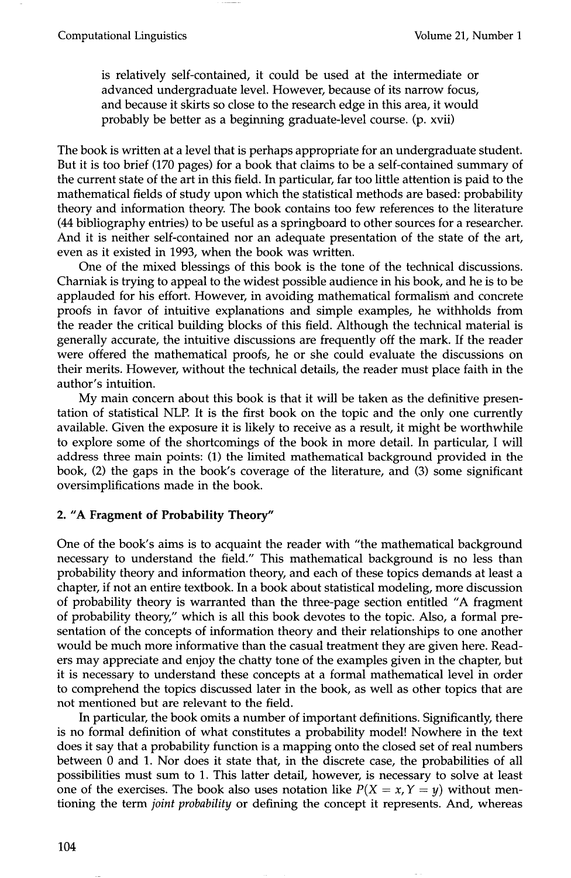> is relatively self-contained, it could be used at the intermediate or advanced undergraduate level. However, because of its narrow focus, and because it skirts so close to the research edge in this area, it would probably be better as a beginning graduate-level course. (p. xvii)

The book is written at a level that is perhaps appropriate for an undergraduate student. But it is too brief (170 pages) for a book that claims to be a self-contained summary of the current state of the art in this field. In particular, far too little attention is paid to the mathematical fields of study upon which the statistical methods are based: probability theory and information theory. The book contains too few references to the literature (44 bibliography entries) to be useful as a springboard to other sources for a researcher. And it is neither self-contained nor an adequate presentation of the state of the art, even as it existed in 1993, when the book was written.

One of the mixed blessings of this book is the tone of the technical discussions. Charniak is trying to appeal to the widest possible audience in his book, and he is to be applauded for his effort. However, in avoiding mathematical formalism and concrete proofs in favor of intuitive explanations and simple examples, he withholds from the reader the critical building blocks of this field. Although the technical material is generally accurate, the intuitive discussions are frequently off the mark. If the reader were offered the mathematical proofs, he or she could evaluate the discussions on their merits. However, without the technical details, the reader must place faith in the author's intuition.

My main concern about this book is that it will be taken as the definitive presentation of statistical NLP. It is the first book on the topic and the only one currently available. Given the exposure it is likely to receive as a result, it might be worthwhile to explore some of the shortcomings of the book in more detail. In particular, I will address three main points: (1) the limited mathematical background provided in the book, (2) the gaps in the book's coverage of the literature, and (3) some significant oversimplifications made in the book.

## 2. "A Fragment of Probability Theory"

One of the book's aims is to acquaint the reader with "the mathematical background necessary to understand the field." This mathematical background is no less than probability theory and information theory, and each of these topics demands at least a chapter, if not an entire textbook. In a book about statistical modeling, more discussion of probability theory is warranted than the three-page section entitled "A fragment of probability theory," which is all this book devotes to the topic. Also, a formal presentation of the concepts of information theory and their relationships to one another would be much more informative than the casual treatment they are given here. Readers may appreciate and enjoy the chatty tone of the examples given in the chapter, but it is necessary to understand these concepts at a formal mathematical level in order to comprehend the topics discussed later in the book, as well as other topics that are not mentioned but are relevant to the field.

In particular, the book omits a number of important definitions. Significantly, there is no formal definition of what constitutes a probability model! Nowhere in the text does it say that a probability function is a mapping onto the closed set of real numbers between 0 and 1. Nor does it state that, in the discrete case, the probabilities of all possibilities must sum to 1. This latter detail, however, is necessary to solve at least one of the exercises. The book also uses notation like $P(X = x, Y = y)$ without mentioning the term *joint probability* or defining the concept it represents. And, whereas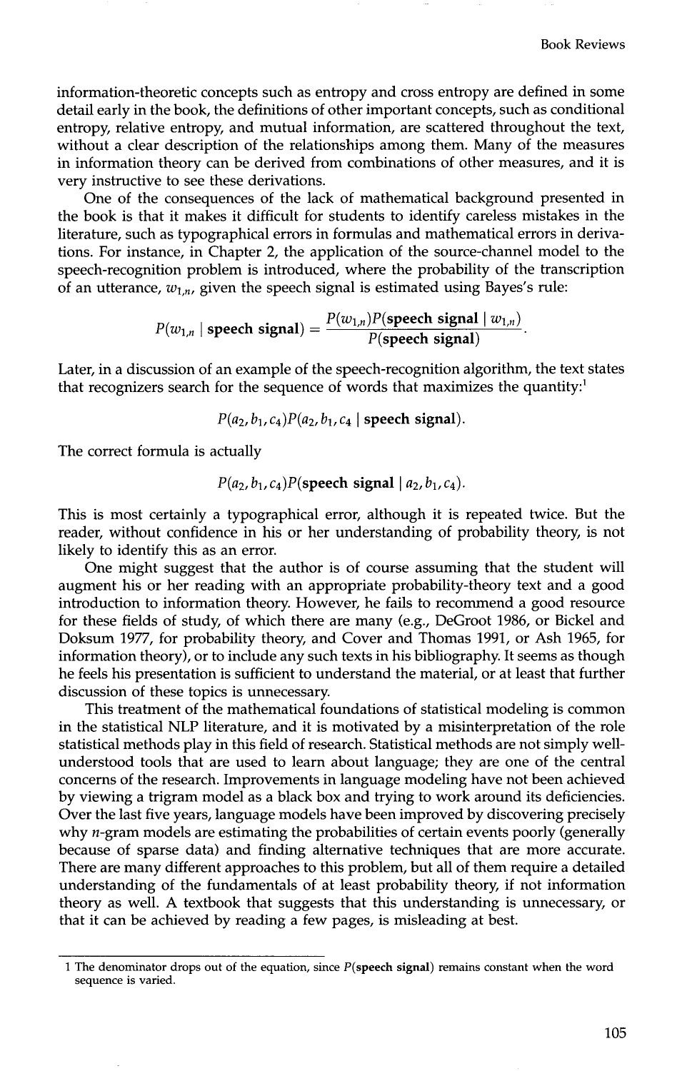information-theoretic concepts such as entropy and cross entropy are defined in some detail early in the book, the definitions of other important concepts, such as conditional entropy, relative entropy, and mutual information, are scattered throughout the text, without a clear description of the relationships among them. Many of the measures in information theory can be derived from combinations of other measures, and it is very instructive to see these derivations.

One of the consequences of the lack of mathematical background presented in the book is that it makes it difficult for students to identify careless mistakes in the literature, such as typographical errors in formulas and mathematical errors in derivations. For instance, in Chapter 2, the application of the source-channel model to the speech-recognition problem is introduced, where the probability of the transcription of an utterance, $w_{1,n}$, given the speech signal is estimated using Bayes's rule:

$$P(w_{1,n} \mid \textbf{speech signal}) = \frac{P(w_{1,n})P(\textbf{speech signal} \mid w_{1,n})}{P(\textbf{speech signal})}.$$

Later, in a discussion of an example of the speech-recognition algorithm, the text states that recognizers search for the sequence of words that maximizes the quantity:[1]

$$P(a_2, b_1, c_4)P(a_2, b_1, c_4 \mid \textbf{speech signal}).$$

The correct formula is actually

$$P(a_2, b_1, c_4)P(\textbf{speech signal} \mid a_2, b_1, c_4).$$

This is most certainly a typographical error, although it is repeated twice. But the reader, without confidence in his or her understanding of probability theory, is not likely to identify this as an error.

One might suggest that the author is of course assuming that the student will augment his or her reading with an appropriate probability-theory text and a good introduction to information theory. However, he fails to recommend a good resource for these fields of study, of which there are many (e.g., DeGroot 1986, or Bickel and Doksum 1977, for probability theory, and Cover and Thomas 1991, or Ash 1965, for information theory), or to include any such texts in his bibliography. It seems as though he feels his presentation is sufficient to understand the material, or at least that further discussion of these topics is unnecessary.

This treatment of the mathematical foundations of statistical modeling is common in the statistical NLP literature, and it is motivated by a misinterpretation of the role statistical methods play in this field of research. Statistical methods are not simply well-understood tools that are used to learn about language; they are one of the central concerns of the research. Improvements in language modeling have not been achieved by viewing a trigram model as a black box and trying to work around its deficiencies. Over the last five years, language models have been improved by discovering precisely why $n$-gram models are estimating the probabilities of certain events poorly (generally because of sparse data) and finding alternative techniques that are more accurate. There are many different approaches to this problem, but all of them require a detailed understanding of the fundamentals of at least probability theory, if not information theory as well. A textbook that suggests that this understanding is unnecessary, or that it can be achieved by reading a few pages, is misleading at best.

---

1 The denominator drops out of the equation, since $P(\textbf{speech signal})$ remains constant when the word sequence is varied.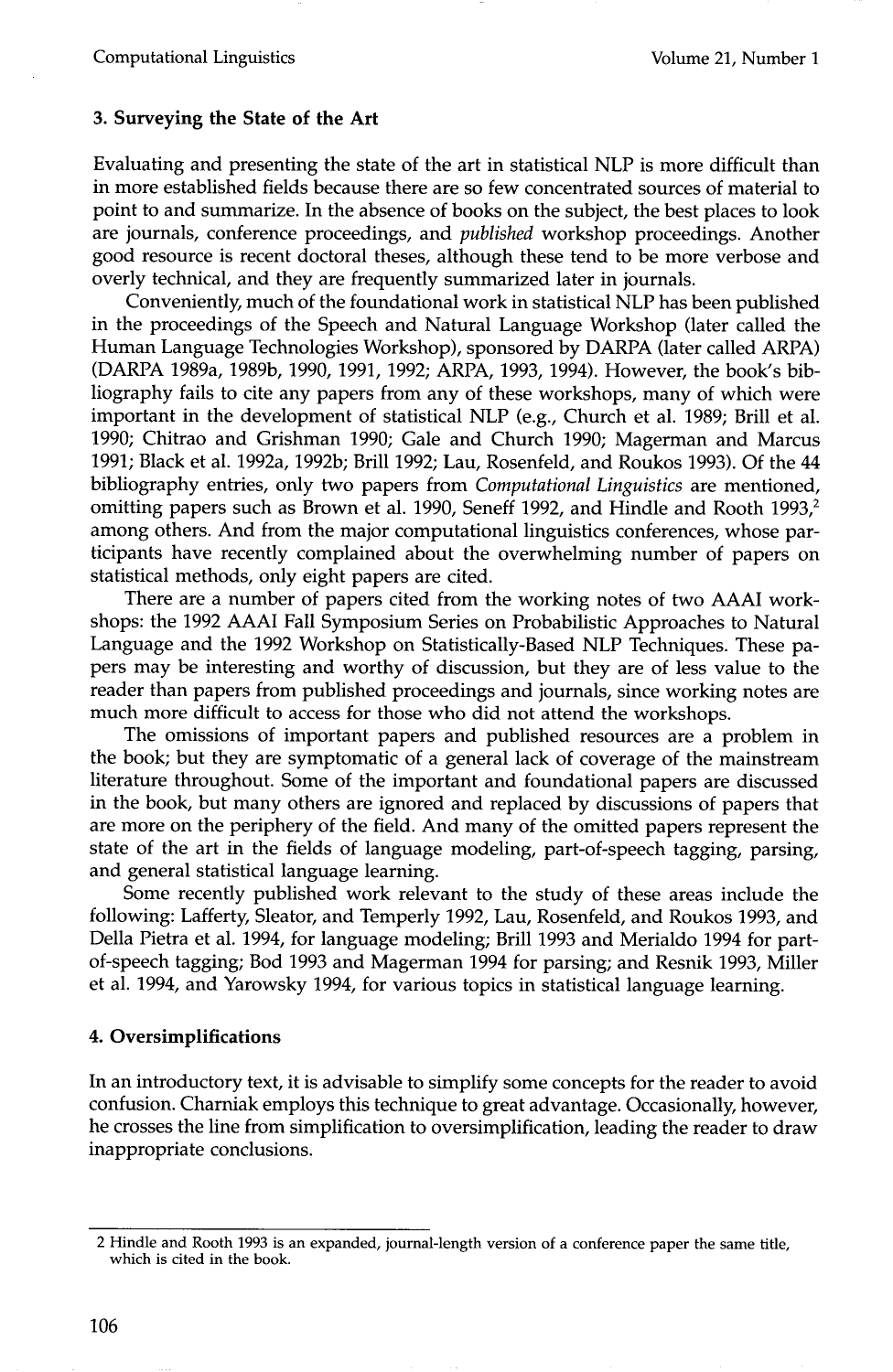## 3. Surveying the State of the Art

Evaluating and presenting the state of the art in statistical NLP is more difficult than in more established fields because there are so few concentrated sources of material to point to and summarize. In the absence of books on the subject, the best places to look are journals, conference proceedings, and *published* workshop proceedings. Another good resource is recent doctoral theses, although these tend to be more verbose and overly technical, and they are frequently summarized later in journals.

Conveniently, much of the foundational work in statistical NLP has been published in the proceedings of the Speech and Natural Language Workshop (later called the Human Language Technologies Workshop), sponsored by DARPA (later called ARPA) (DARPA 1989a, 1989b, 1990, 1991, 1992; ARPA, 1993, 1994). However, the book's bibliography fails to cite any papers from any of these workshops, many of which were important in the development of statistical NLP (e.g., Church et al. 1989; Brill et al. 1990; Chitrao and Grishman 1990; Gale and Church 1990; Magerman and Marcus 1991; Black et al. 1992a, 1992b; Brill 1992; Lau, Rosenfeld, and Roukos 1993). Of the 44 bibliography entries, only two papers from *Computational Linguistics* are mentioned, omitting papers such as Brown et al. 1990, Seneff 1992, and Hindle and Rooth 1993,[2] among others. And from the major computational linguistics conferences, whose participants have recently complained about the overwhelming number of papers on statistical methods, only eight papers are cited.

There are a number of papers cited from the working notes of two AAAI workshops: the 1992 AAAI Fall Symposium Series on Probabilistic Approaches to Natural Language and the 1992 Workshop on Statistically-Based NLP Techniques. These papers may be interesting and worthy of discussion, but they are of less value to the reader than papers from published proceedings and journals, since working notes are much more difficult to access for those who did not attend the workshops.

The omissions of important papers and published resources are a problem in the book; but they are symptomatic of a general lack of coverage of the mainstream literature throughout. Some of the important and foundational papers are discussed in the book, but many others are ignored and replaced by discussions of papers that are more on the periphery of the field. And many of the omitted papers represent the state of the art in the fields of language modeling, part-of-speech tagging, parsing, and general statistical language learning.

Some recently published work relevant to the study of these areas include the following: Lafferty, Sleator, and Temperly 1992, Lau, Rosenfeld, and Roukos 1993, and Della Pietra et al. 1994, for language modeling; Brill 1993 and Merialdo 1994 for part-of-speech tagging; Bod 1993 and Magerman 1994 for parsing; and Resnik 1993, Miller et al. 1994, and Yarowsky 1994, for various topics in statistical language learning.

## 4. Oversimplifications

In an introductory text, it is advisable to simplify some concepts for the reader to avoid confusion. Charniak employs this technique to great advantage. Occasionally, however, he crosses the line from simplification to oversimplification, leading the reader to draw inappropriate conclusions.

---

[2] Hindle and Rooth 1993 is an expanded, journal-length version of a conference paper the same title, which is cited in the book.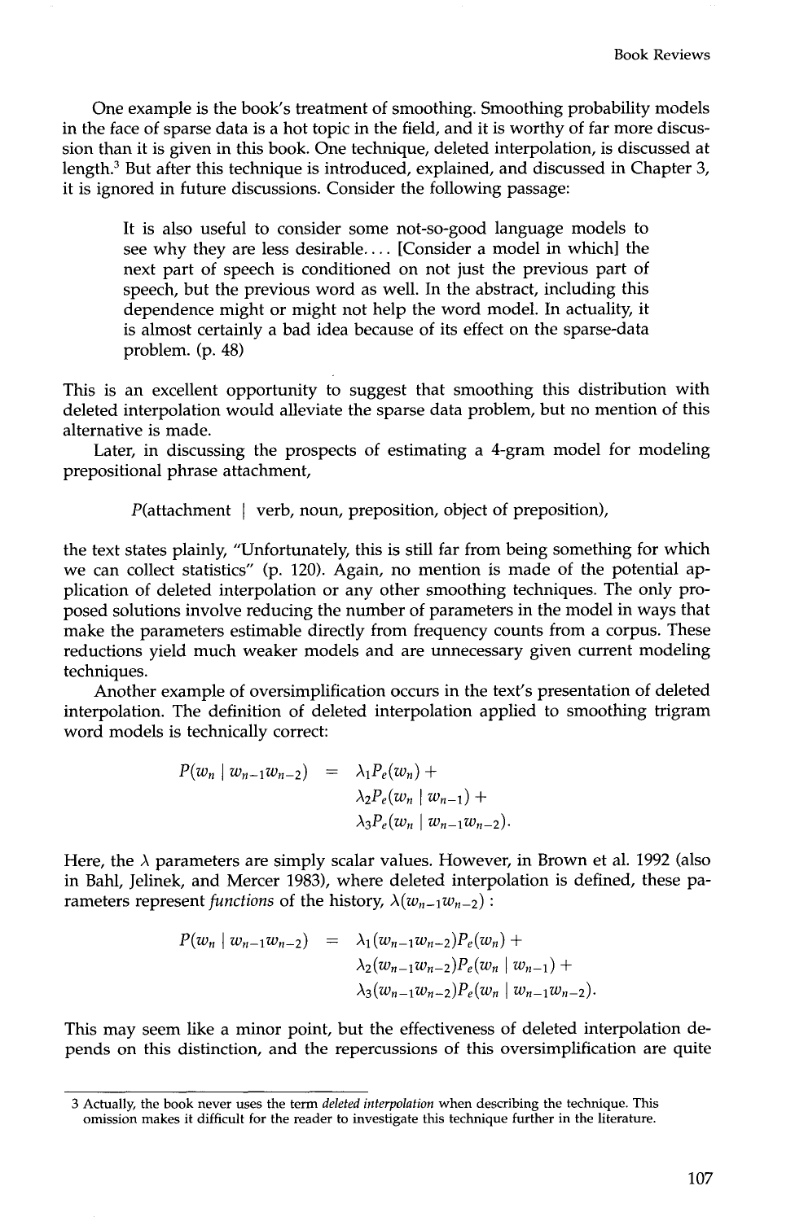One example is the book's treatment of smoothing. Smoothing probability models in the face of sparse data is a hot topic in the field, and it is worthy of far more discussion than it is given in this book. One technique, deleted interpolation, is discussed at length.[3] But after this technique is introduced, explained, and discussed in Chapter 3, it is ignored in future discussions. Consider the following passage:

> It is also useful to consider some not-so-good language models to see why they are less desirable.... [Consider a model in which] the next part of speech is conditioned on not just the previous part of speech, but the previous word as well. In the abstract, including this dependence might or might not help the word model. In actuality, it is almost certainly a bad idea because of its effect on the sparse-data problem. (p. 48)

This is an excellent opportunity to suggest that smoothing this distribution with deleted interpolation would alleviate the sparse data problem, but no mention of this alternative is made.

Later, in discussing the prospects of estimating a 4-gram model for modeling prepositional phrase attachment,

$$P(\text{attachment} \mid \text{verb, noun, preposition, object of preposition}),$$

the text states plainly, "Unfortunately, this is still far from being something for which we can collect statistics" (p. 120). Again, no mention is made of the potential application of deleted interpolation or any other smoothing techniques. The only proposed solutions involve reducing the number of parameters in the model in ways that make the parameters estimable directly from frequency counts from a corpus. These reductions yield much weaker models and are unnecessary given current modeling techniques.

Another example of oversimplification occurs in the text's presentation of deleted interpolation. The definition of deleted interpolation applied to smoothing trigram word models is technically correct:

$$\begin{aligned} P(w_n \mid w_{n-1}w_{n-2}) \quad = \quad & \lambda_1 P_e(w_n) + \\ & \lambda_2 P_e(w_n \mid w_{n-1}) + \\ & \lambda_3 P_e(w_n \mid w_{n-1}w_{n-2}). \end{aligned}$$

Here, the $\lambda$ parameters are simply scalar values. However, in Brown et al. 1992 (also in Bahl, Jelinek, and Mercer 1983), where deleted interpolation is defined, these parameters represent *functions* of the history, $\lambda(w_{n-1}w_{n-2})$ :

$$\begin{aligned} P(w_n \mid w_{n-1}w_{n-2}) \quad = \quad & \lambda_1(w_{n-1}w_{n-2}) P_e(w_n) + \\ & \lambda_2(w_{n-1}w_{n-2}) P_e(w_n \mid w_{n-1}) + \\ & \lambda_3(w_{n-1}w_{n-2}) P_e(w_n \mid w_{n-1}w_{n-2}). \end{aligned}$$

This may seem like a minor point, but the effectiveness of deleted interpolation depends on this distinction, and the repercussions of this oversimplification are quite

---

[3] Actually, the book never uses the term *deleted interpolation* when describing the technique. This omission makes it difficult for the reader to investigate this technique further in the literature.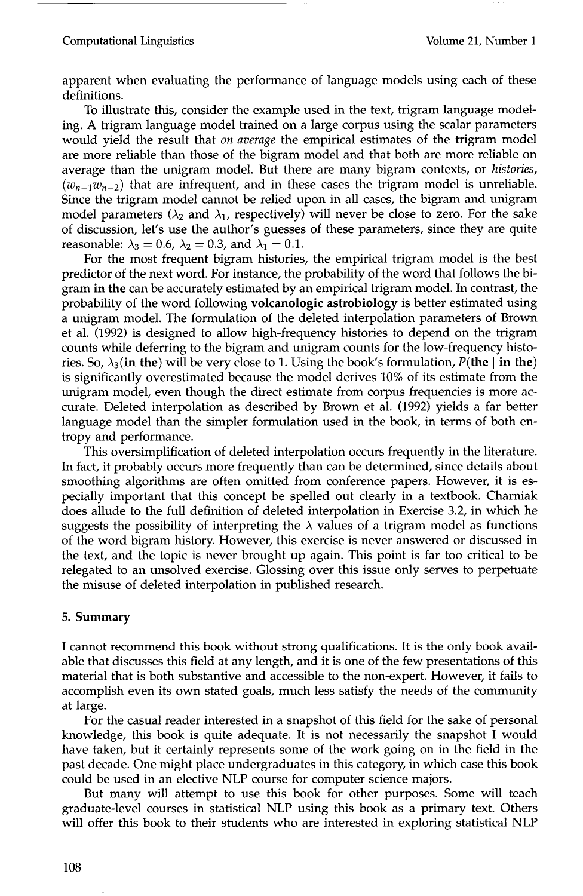apparent when evaluating the performance of language models using each of these definitions.

To illustrate this, consider the example used in the text, trigram language modeling. A trigram language model trained on a large corpus using the scalar parameters would yield the result that *on average* the empirical estimates of the trigram model are more reliable than those of the bigram model and that both are more reliable on average than the unigram model. But there are many bigram contexts, or *histories*, $(w_{n-1}w_{n-2})$ that are infrequent, and in these cases the trigram model is unreliable. Since the trigram model cannot be relied upon in all cases, the bigram and unigram model parameters ($\lambda_2$ and $\lambda_1$, respectively) will never be close to zero. For the sake of discussion, let's use the author's guesses of these parameters, since they are quite reasonable: $\lambda_3 = 0.6$, $\lambda_2 = 0.3$, and $\lambda_1 = 0.1$.

For the most frequent bigram histories, the empirical trigram model is the best predictor of the next word. For instance, the probability of the word that follows the bigram **in the** can be accurately estimated by an empirical trigram model. In contrast, the probability of the word following **volcanologic astrobiology** is better estimated using a unigram model. The formulation of the deleted interpolation parameters of Brown et al. (1992) is designed to allow high-frequency histories to depend on the trigram counts while deferring to the bigram and unigram counts for the low-frequency histories. So, $\lambda_3$(**in the**) will be very close to 1. Using the book's formulation, $P$(**the** | **in the**) is significantly overestimated because the model derives 10% of its estimate from the unigram model, even though the direct estimate from corpus frequencies is more accurate. Deleted interpolation as described by Brown et al. (1992) yields a far better language model than the simpler formulation used in the book, in terms of both entropy and performance.

This oversimplification of deleted interpolation occurs frequently in the literature. In fact, it probably occurs more frequently than can be determined, since details about smoothing algorithms are often omitted from conference papers. However, it is especially important that this concept be spelled out clearly in a textbook. Charniak does allude to the full definition of deleted interpolation in Exercise 3.2, in which he suggests the possibility of interpreting the $\lambda$ values of a trigram model as functions of the word bigram history. However, this exercise is never answered or discussed in the text, and the topic is never brought up again. This point is far too critical to be relegated to an unsolved exercise. Glossing over this issue only serves to perpetuate the misuse of deleted interpolation in published research.

## 5. Summary

I cannot recommend this book without strong qualifications. It is the only book available that discusses this field at any length, and it is one of the few presentations of this material that is both substantive and accessible to the non-expert. However, it fails to accomplish even its own stated goals, much less satisfy the needs of the community at large.

For the casual reader interested in a snapshot of this field for the sake of personal knowledge, this book is quite adequate. It is not necessarily the snapshot I would have taken, but it certainly represents some of the work going on in the field in the past decade. One might place undergraduates in this category, in which case this book could be used in an elective NLP course for computer science majors.

But many will attempt to use this book for other purposes. Some will teach graduate-level courses in statistical NLP using this book as a primary text. Others will offer this book to their students who are interested in exploring statistical NLP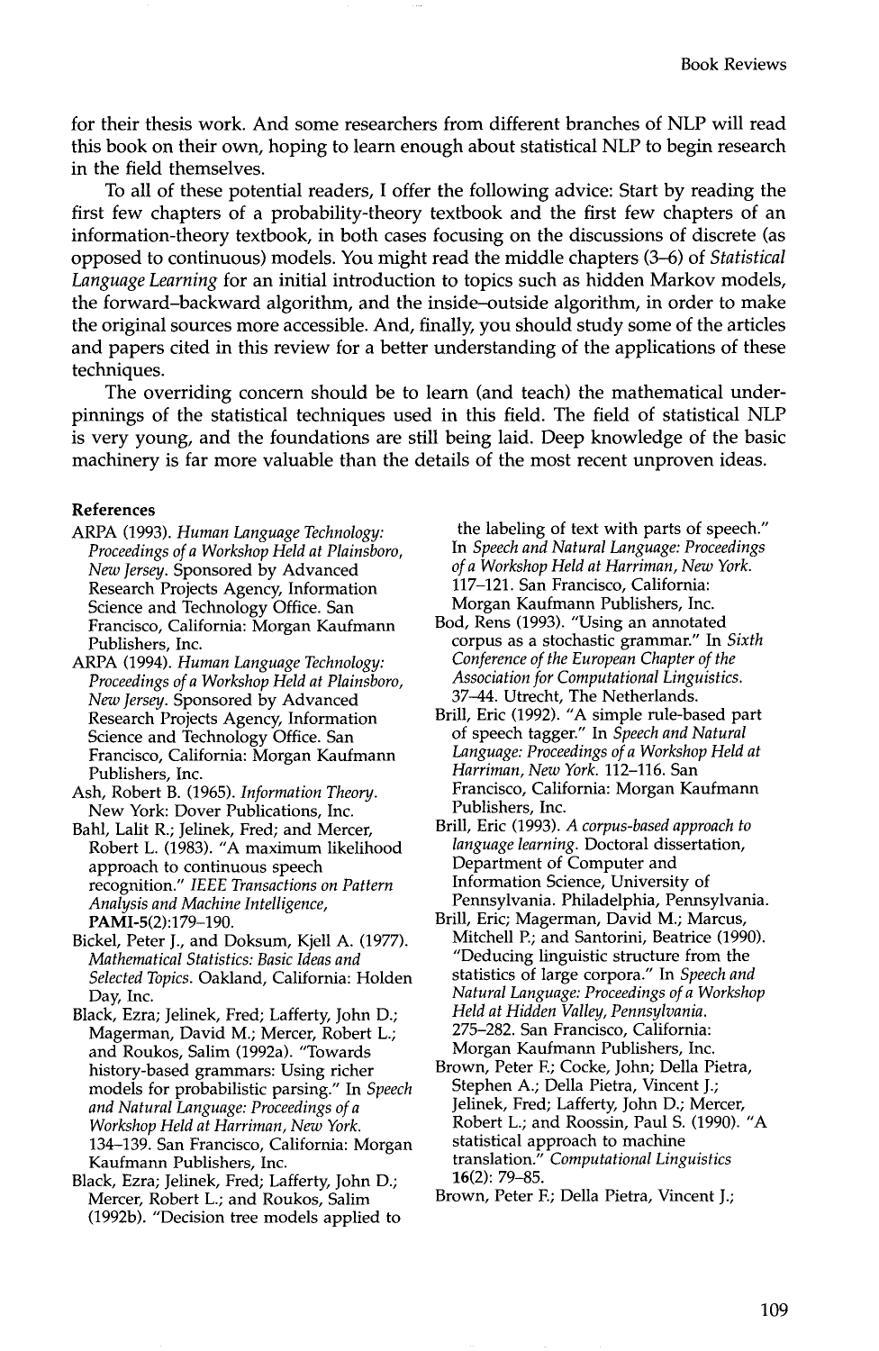for their thesis work. And some researchers from different branches of NLP will read this book on their own, hoping to learn enough about statistical NLP to begin research in the field themselves.

To all of these potential readers, I offer the following advice: Start by reading the first few chapters of a probability-theory textbook and the first few chapters of an information-theory textbook, in both cases focusing on the discussions of discrete (as opposed to continuous) models. You might read the middle chapters (3–6) of *Statistical Language Learning* for an initial introduction to topics such as hidden Markov models, the forward–backward algorithm, and the inside–outside algorithm, in order to make the original sources more accessible. And, finally, you should study some of the articles and papers cited in this review for a better understanding of the applications of these techniques.

The overriding concern should be to learn (and teach) the mathematical underpinnings of the statistical techniques used in this field. The field of statistical NLP is very young, and the foundations are still being laid. Deep knowledge of the basic machinery is far more valuable than the details of the most recent unproven ideas.

## References

ARPA (1993). *Human Language Technology: Proceedings of a Workshop Held at Plainsboro, New Jersey*. Sponsored by Advanced Research Projects Agency, Information Science and Technology Office. San Francisco, California: Morgan Kaufmann Publishers, Inc.

ARPA (1994). *Human Language Technology: Proceedings of a Workshop Held at Plainsboro, New Jersey*. Sponsored by Advanced Research Projects Agency, Information Science and Technology Office. San Francisco, California: Morgan Kaufmann Publishers, Inc.

Ash, Robert B. (1965). *Information Theory*. New York: Dover Publications, Inc.

Bahl, Lalit R.; Jelinek, Fred; and Mercer, Robert L. (1983). "A maximum likelihood approach to continuous speech recognition." *IEEE Transactions on Pattern Analysis and Machine Intelligence*, **PAMI-5**(2):179–190.

Bickel, Peter J., and Doksum, Kjell A. (1977). *Mathematical Statistics: Basic Ideas and Selected Topics*. Oakland, California: Holden Day, Inc.

Black, Ezra; Jelinek, Fred; Lafferty, John D.; Magerman, David M.; Mercer, Robert L.; and Roukos, Salim (1992a). "Towards history-based grammars: Using richer models for probabilistic parsing." In *Speech and Natural Language: Proceedings of a Workshop Held at Harriman, New York*. 134–139. San Francisco, California: Morgan Kaufmann Publishers, Inc.

Black, Ezra; Jelinek, Fred; Lafferty, John D.; Mercer, Robert L.; and Roukos, Salim (1992b). "Decision tree models applied to the labeling of text with parts of speech." In *Speech and Natural Language: Proceedings of a Workshop Held at Harriman, New York*. 117–121. San Francisco, California: Morgan Kaufmann Publishers, Inc.

Bod, Rens (1993). "Using an annotated corpus as a stochastic grammar." In *Sixth Conference of the European Chapter of the Association for Computational Linguistics*. 37–44. Utrecht, The Netherlands.

Brill, Eric (1992). "A simple rule-based part of speech tagger." In *Speech and Natural Language: Proceedings of a Workshop Held at Harriman, New York*. 112–116. San Francisco, California: Morgan Kaufmann Publishers, Inc.

Brill, Eric (1993). *A corpus-based approach to language learning*. Doctoral dissertation, Department of Computer and Information Science, University of Pennsylvania. Philadelphia, Pennsylvania.

Brill, Eric; Magerman, David M.; Marcus, Mitchell P.; and Santorini, Beatrice (1990). "Deducing linguistic structure from the statistics of large corpora." In *Speech and Natural Language: Proceedings of a Workshop Held at Hidden Valley, Pennsylvania*. 275–282. San Francisco, California: Morgan Kaufmann Publishers, Inc.

Brown, Peter F.; Cocke, John; Della Pietra, Stephen A.; Della Pietra, Vincent J.; Jelinek, Fred; Lafferty, John D.; Mercer, Robert L.; and Roossin, Paul S. (1990). "A statistical approach to machine translation." *Computational Linguistics* **16**(2): 79–85.

Brown, Peter F.; Della Pietra, Vincent J.;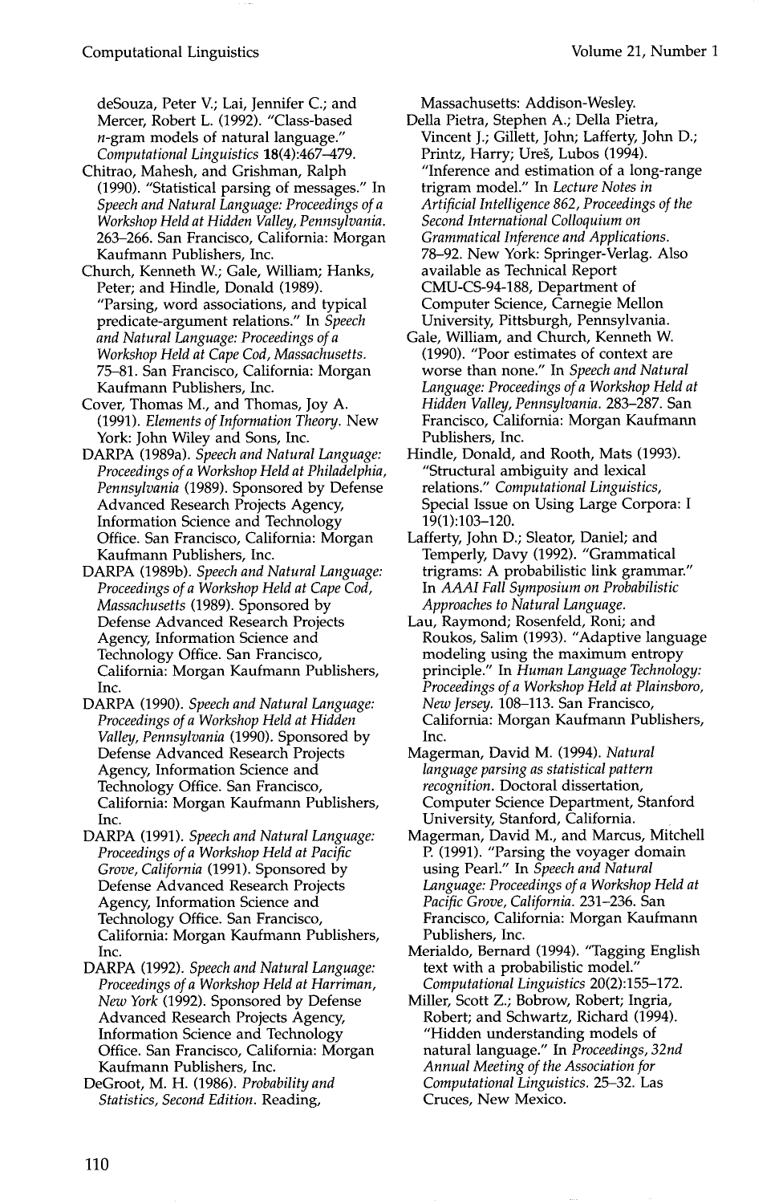deSouza, Peter V.; Lai, Jennifer C.; and Mercer, Robert L. (1992). "Class-based $n$-gram models of natural language." *Computational Linguistics* **18**(4):467–479.

Chitrao, Mahesh, and Grishman, Ralph (1990). "Statistical parsing of messages." In *Speech and Natural Language: Proceedings of a Workshop Held at Hidden Valley, Pennsylvania.* 263–266. San Francisco, California: Morgan Kaufmann Publishers, Inc.

Church, Kenneth W.; Gale, William; Hanks, Peter; and Hindle, Donald (1989). "Parsing, word associations, and typical predicate-argument relations." In *Speech and Natural Language: Proceedings of a Workshop Held at Cape Cod, Massachusetts.* 75–81. San Francisco, California: Morgan Kaufmann Publishers, Inc.

Cover, Thomas M., and Thomas, Joy A. (1991). *Elements of Information Theory.* New York: John Wiley and Sons, Inc.

DARPA (1989a). *Speech and Natural Language: Proceedings of a Workshop Held at Philadelphia, Pennsylvania* (1989). Sponsored by Defense Advanced Research Projects Agency, Information Science and Technology Office. San Francisco, California: Morgan Kaufmann Publishers, Inc.

DARPA (1989b). *Speech and Natural Language: Proceedings of a Workshop Held at Cape Cod, Massachusetts* (1989). Sponsored by Defense Advanced Research Projects Agency, Information Science and Technology Office. San Francisco, California: Morgan Kaufmann Publishers, Inc.

DARPA (1990). *Speech and Natural Language: Proceedings of a Workshop Held at Hidden Valley, Pennsylvania* (1990). Sponsored by Defense Advanced Research Projects Agency, Information Science and Technology Office. San Francisco, California: Morgan Kaufmann Publishers, Inc.

DARPA (1991). *Speech and Natural Language: Proceedings of a Workshop Held at Pacific Grove, California* (1991). Sponsored by Defense Advanced Research Projects Agency, Information Science and Technology Office. San Francisco, California: Morgan Kaufmann Publishers, Inc.

DARPA (1992). *Speech and Natural Language: Proceedings of a Workshop Held at Harriman, New York* (1992). Sponsored by Defense Advanced Research Projects Agency, Information Science and Technology Office. San Francisco, California: Morgan Kaufmann Publishers, Inc.

DeGroot, M. H. (1986). *Probability and Statistics, Second Edition.* Reading, Massachusetts: Addison-Wesley.

Della Pietra, Stephen A.; Della Pietra, Vincent J.; Gillett, John; Lafferty, John D.; Printz, Harry; Ureš, Lubos (1994). "Inference and estimation of a long-range trigram model." In *Lecture Notes in Artificial Intelligence 862, Proceedings of the Second International Colloquium on Grammatical Inference and Applications.* 78–92. New York: Springer-Verlag. Also available as Technical Report CMU-CS-94-188, Department of Computer Science, Carnegie Mellon University, Pittsburgh, Pennsylvania.

Gale, William, and Church, Kenneth W. (1990). "Poor estimates of context are worse than none." In *Speech and Natural Language: Proceedings of a Workshop Held at Hidden Valley, Pennsylvania.* 283–287. San Francisco, California: Morgan Kaufmann Publishers, Inc.

Hindle, Donald, and Rooth, Mats (1993). "Structural ambiguity and lexical relations." *Computational Linguistics*, Special Issue on Using Large Corpora: I 19(1):103–120.

Lafferty, John D.; Sleator, Daniel; and Temperly, Davy (1992). "Grammatical trigrams: A probabilistic link grammar." In *AAAI Fall Symposium on Probabilistic Approaches to Natural Language.*

Lau, Raymond; Rosenfeld, Roni; and Roukos, Salim (1993). "Adaptive language modeling using the maximum entropy principle." In *Human Language Technology: Proceedings of a Workshop Held at Plainsboro, New Jersey.* 108–113. San Francisco, California: Morgan Kaufmann Publishers, Inc.

Magerman, David M. (1994). *Natural language parsing as statistical pattern recognition.* Doctoral dissertation, Computer Science Department, Stanford University, Stanford, California.

Magerman, David M., and Marcus, Mitchell P. (1991). "Parsing the voyager domain using Pearl." In *Speech and Natural Language: Proceedings of a Workshop Held at Pacific Grove, California.* 231–236. San Francisco, California: Morgan Kaufmann Publishers, Inc.

Merialdo, Bernard (1994). "Tagging English text with a probabilistic model." *Computational Linguistics* 20(2):155–172.

Miller, Scott Z.; Bobrow, Robert; Ingria, Robert; and Schwartz, Richard (1994). "Hidden understanding models of natural language." In *Proceedings, 32nd Annual Meeting of the Association for Computational Linguistics.* 25–32. Las Cruces, New Mexico.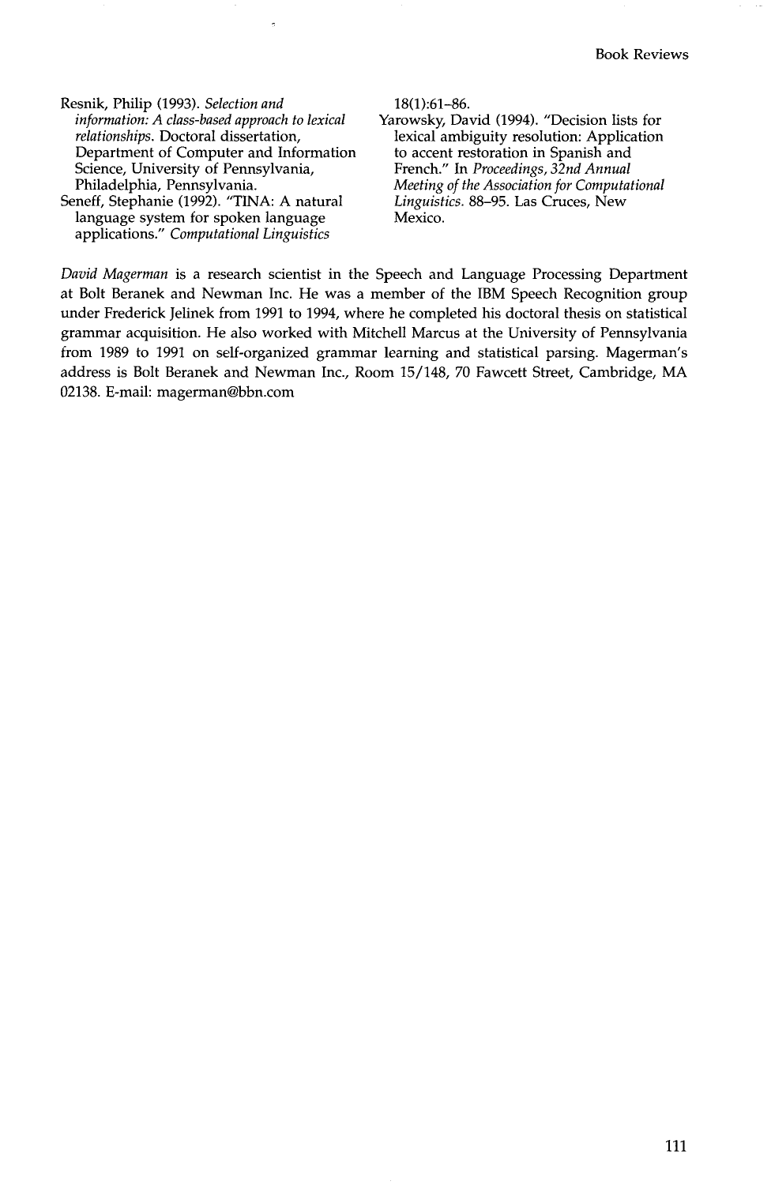Resnik, Philip (1993). *Selection and information: A class-based approach to lexical relationships*. Doctoral dissertation, Department of Computer and Information Science, University of Pennsylvania, Philadelphia, Pennsylvania.

Seneff, Stephanie (1992). "TINA: A natural language system for spoken language applications." *Computational Linguistics* 18(1):61–86.

Yarowsky, David (1994). "Decision lists for lexical ambiguity resolution: Application to accent restoration in Spanish and French." In *Proceedings, 32nd Annual Meeting of the Association for Computational Linguistics*. 88–95. Las Cruces, New Mexico.

*David Magerman* is a research scientist in the Speech and Language Processing Department at Bolt Beranek and Newman Inc. He was a member of the IBM Speech Recognition group under Frederick Jelinek from 1991 to 1994, where he completed his doctoral thesis on statistical grammar acquisition. He also worked with Mitchell Marcus at the University of Pennsylvania from 1989 to 1991 on self-organized grammar learning and statistical parsing. Magerman's address is Bolt Beranek and Newman Inc., Room 15/148, 70 Fawcett Street, Cambridge, MA 02138. E-mail: magerman@bbn.com